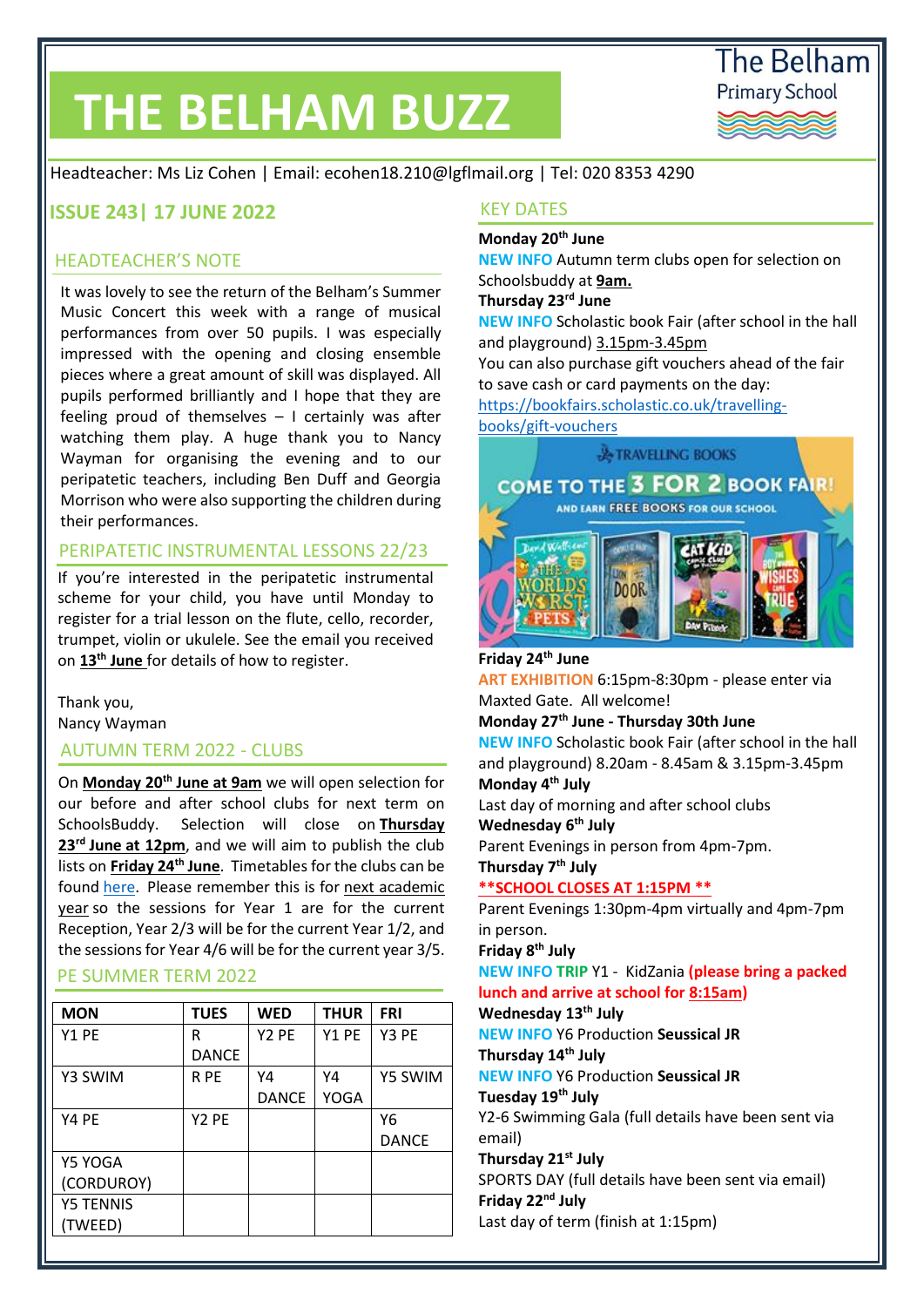# THE BELHAM BUZZ

The Belham Primary School

Headteacher: Ms Liz Cohen | Email: ecohen18.210@lgflmail.org | Tel: 020 8353 4290

## ISSUE 243 | 17 JUNE 2022

### HEADTEACHER'S NOTE

It was lovely to see the return of the Belham's Summer Music Concert this week with a range of musical performances from over 50 pupils. I was especially impressed with the opening and closing ensemble pieces where a great amount of skill was displayed. All pupils performed brilliantly and I hope that they are feeling proud of themselves – I certainly was after watching them play. A huge thank you to Nancy Wayman for organising the evening and to our peripatetic teachers, including Ben Duff and Georgia Morrison who were also supporting the children during their performances.

### PERIPATETIC INSTRUMENTAL LESSONS 22/23

If you're interested in the peripatetic instrumental scheme for your child, you have until Monday to register for a trial lesson on the flute, cello, recorder, trumpet, violin or ukulele. See the email you received on **13th June** for details of how to register.

Thank you,
Nancy Wayman

### AUTUMN TERM 2022 - CLUBS

On **Monday 20th June at 9am** we will open selection for our before and after school clubs for next term on SchoolsBuddy. Selection will close on **Thursday 23rd June at 12pm**, and we will aim to publish the club lists on **Friday 24th June**. Timetables for the clubs can be found here. Please remember this is for next academic year so the sessions for Year 1 are for the current Reception, Year 2/3 will be for the current Year 1/2, and the sessions for Year 4/6 will be for the current year 3/5.

### PE SUMMER TERM 2022

| MON | TUES | WED | THUR | FRI |
|---|---|---|---|---|
| Y1 PE | R DANCE | Y2 PE | Y1 PE | Y3 PE |
| Y3 SWIM | R PE | Y4 DANCE | Y4 YOGA | Y5 SWIM |
| Y4 PE | Y2 PE | | | Y6 DANCE |
| Y5 YOGA (CORDUROY) | | | | |
| Y5 TENNIS (TWEED) | | | | |

### KEY DATES

**Monday 20th June**
NEW INFO Autumn term clubs open for selection on Schoolsbuddy at **9am.**

**Thursday 23rd June**
NEW INFO Scholastic book Fair (after school in the hall and playground) 3.15pm-3.45pm
You can also purchase gift vouchers ahead of the fair to save cash or card payments on the day: https://bookfairs.scholastic.co.uk/travelling-books/gift-vouchers

**Friday 24th June**
ART EXHIBITION 6:15pm-8:30pm - please enter via Maxted Gate. All welcome!

**Monday 27th June - Thursday 30th June**
NEW INFO Scholastic book Fair (after school in the hall and playground) 8.20am - 8.45am & 3.15pm-3.45pm

**Monday 4th July**
Last day of morning and after school clubs

**Wednesday 6th July**
Parent Evenings in person from 4pm-7pm.

**Thursday 7th July**
****SCHOOL CLOSES AT 1:15PM ****
Parent Evenings 1:30pm-4pm virtually and 4pm-7pm in person.

**Friday 8th July**
NEW INFO TRIP Y1 - KidZania **(please bring a packed lunch and arrive at school for 8:15am)**

**Wednesday 13th July**
NEW INFO Y6 Production **Seussical JR**

**Thursday 14th July**
NEW INFO Y6 Production **Seussical JR**

**Tuesday 19th July**
Y2-6 Swimming Gala (full details have been sent via email)

**Thursday 21st July**
SPORTS DAY (full details have been sent via email)

**Friday 22nd July**
Last day of term (finish at 1:15pm)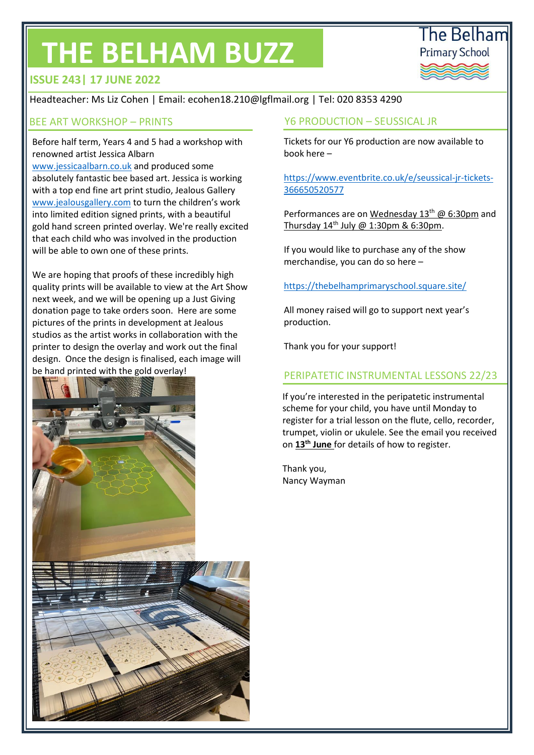# THE BELHAM BUZZ

**ISSUE 243 | 17 JUNE 2022**

The Belham Primary School

Headteacher: Ms Liz Cohen | Email: ecohen18.210@lgflmail.org | Tel: 020 8353 4290

## BEE ART WORKSHOP – PRINTS

Before half term, Years 4 and 5 had a workshop with renowned artist Jessica Albarn www.jessicaalbarn.co.uk and produced some absolutely fantastic bee based art. Jessica is working with a top end fine art print studio, Jealous Gallery www.jealousgallery.com to turn the children's work into limited edition signed prints, with a beautiful gold hand screen printed overlay. We're really excited that each child who was involved in the production will be able to own one of these prints.

We are hoping that proofs of these incredibly high quality prints will be available to view at the Art Show next week, and we will be opening up a Just Giving donation page to take orders soon. Here are some pictures of the prints in development at Jealous studios as the artist works in collaboration with the printer to design the overlay and work out the final design. Once the design is finalised, each image will be hand printed with the gold overlay!

## Y6 PRODUCTION – SEUSSICAL JR

Tickets for our Y6 production are now available to book here –

https://www.eventbrite.co.uk/e/seussical-jr-tickets-366650520577

Performances are on Wednesday 13th @ 6:30pm and Thursday 14th July @ 1:30pm & 6:30pm.

If you would like to purchase any of the show merchandise, you can do so here –

https://thebelhamprimaryschool.square.site/

All money raised will go to support next year's production.

Thank you for your support!

## PERIPATETIC INSTRUMENTAL LESSONS 22/23

If you're interested in the peripatetic instrumental scheme for your child, you have until Monday to register for a trial lesson on the flute, cello, recorder, trumpet, violin or ukulele. See the email you received on **13th June** for details of how to register.

Thank you,
Nancy Wayman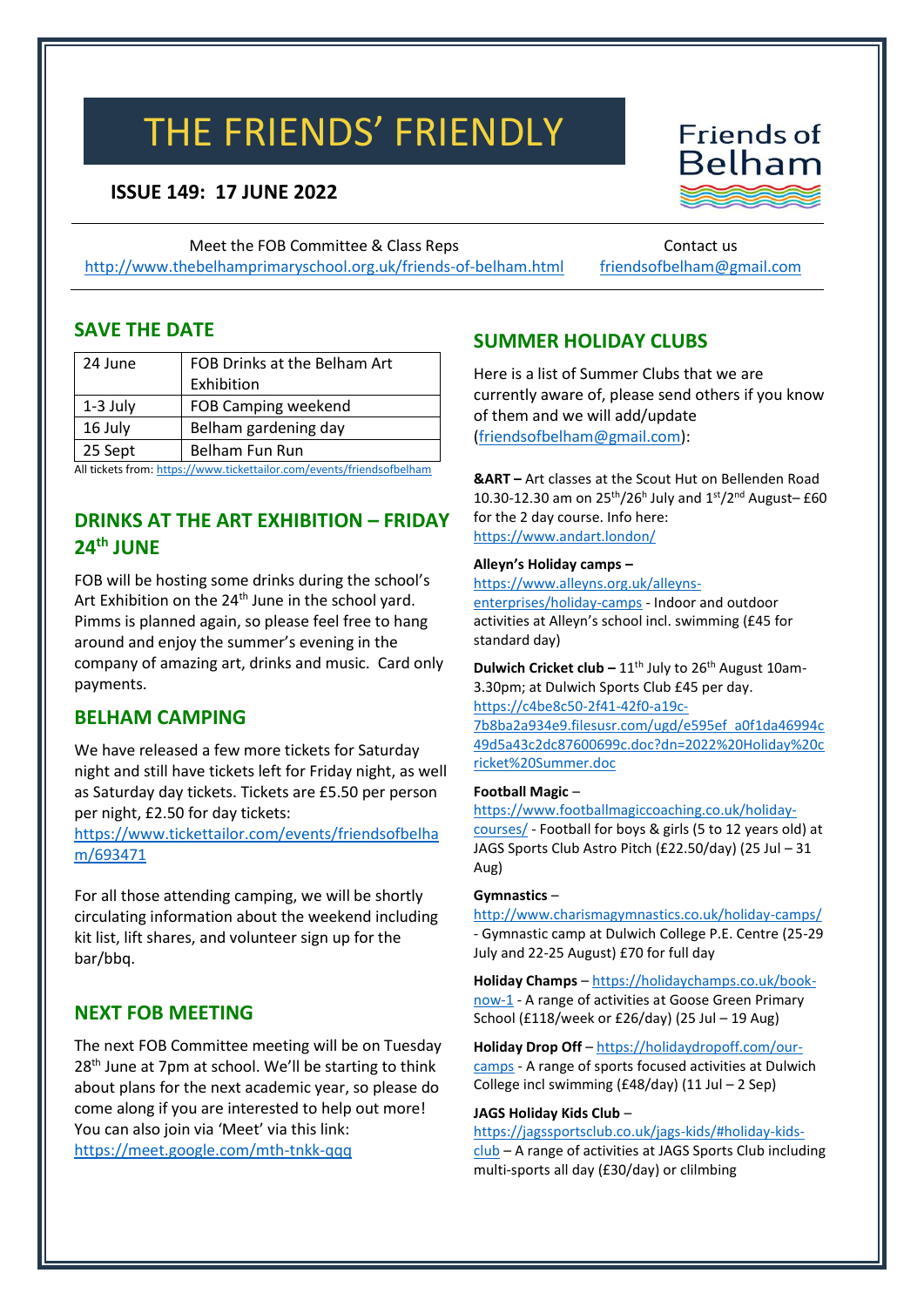# THE FRIENDS' FRIENDLY

Friends of Belham

**ISSUE 149: 17 JUNE 2022**

Meet the FOB Committee & Class Reps
http://www.thebelhamprimaryschool.org.uk/friends-of-belham.html

Contact us
friendsofbelham@gmail.com

## SAVE THE DATE

| 24 June | FOB Drinks at the Belham Art Exhibition |
|---|---|
| 1-3 July | FOB Camping weekend |
| 16 July | Belham gardening day |
| 25 Sept | Belham Fun Run |

All tickets from: https://www.tickettailor.com/events/friendsofbelham

## DRINKS AT THE ART EXHIBITION – FRIDAY 24th JUNE

FOB will be hosting some drinks during the school's Art Exhibition on the 24th June in the school yard. Pimms is planned again, so please feel free to hang around and enjoy the summer's evening in the company of amazing art, drinks and music. Card only payments.

## BELHAM CAMPING

We have released a few more tickets for Saturday night and still have tickets left for Friday night, as well as Saturday day tickets. Tickets are £5.50 per person per night, £2.50 for day tickets: https://www.tickettailor.com/events/friendsofbelham/693471

For all those attending camping, we will be shortly circulating information about the weekend including kit list, lift shares, and volunteer sign up for the bar/bbq.

## NEXT FOB MEETING

The next FOB Committee meeting will be on Tuesday 28th June at 7pm at school. We'll be starting to think about plans for the next academic year, so please do come along if you are interested to help out more! You can also join via 'Meet' via this link: https://meet.google.com/mth-tnkk-qqq

## SUMMER HOLIDAY CLUBS

Here is a list of Summer Clubs that we are currently aware of, please send others if you know of them and we will add/update (friendsofbelham@gmail.com):

**&ART –** Art classes at the Scout Hut on Bellenden Road 10.30-12.30 am on 25th/26th July and 1st/2nd August– £60 for the 2 day course. Info here: https://www.andart.london/

**Alleyn's Holiday camps –** https://www.alleyns.org.uk/alleyns-enterprises/holiday-camps - Indoor and outdoor activities at Alleyn's school incl. swimming (£45 for standard day)

**Dulwich Cricket club –** 11th July to 26th August 10am-3.30pm; at Dulwich Sports Club £45 per day. https://c4be8c50-2f41-42f0-a19c-7b8ba2a934e9.filesusr.com/ugd/e595ef_a0f1da46994c49d5a43c2dc87600699c.doc?dn=2022%20Holiday%20cricket%20Summer.doc

**Football Magic** – https://www.footballmagiccoaching.co.uk/holiday-courses/ - Football for boys & girls (5 to 12 years old) at JAGS Sports Club Astro Pitch (£22.50/day) (25 Jul – 31 Aug)

**Gymnastics** – http://www.charismagymnastics.co.uk/holiday-camps/ - Gymnastic camp at Dulwich College P.E. Centre (25-29 July and 22-25 August) £70 for full day

**Holiday Champs** – https://holidaychamps.co.uk/book-now-1 - A range of activities at Goose Green Primary School (£118/week or £26/day) (25 Jul – 19 Aug)

**Holiday Drop Off** – https://holidaydropoff.com/our-camps - A range of sports focused activities at Dulwich College incl swimming (£48/day) (11 Jul – 2 Sep)

**JAGS Holiday Kids Club** – https://jagssportsclub.co.uk/jags-kids/#holiday-kids-club – A range of activities at JAGS Sports Club including multi-sports all day (£30/day) or clilmbing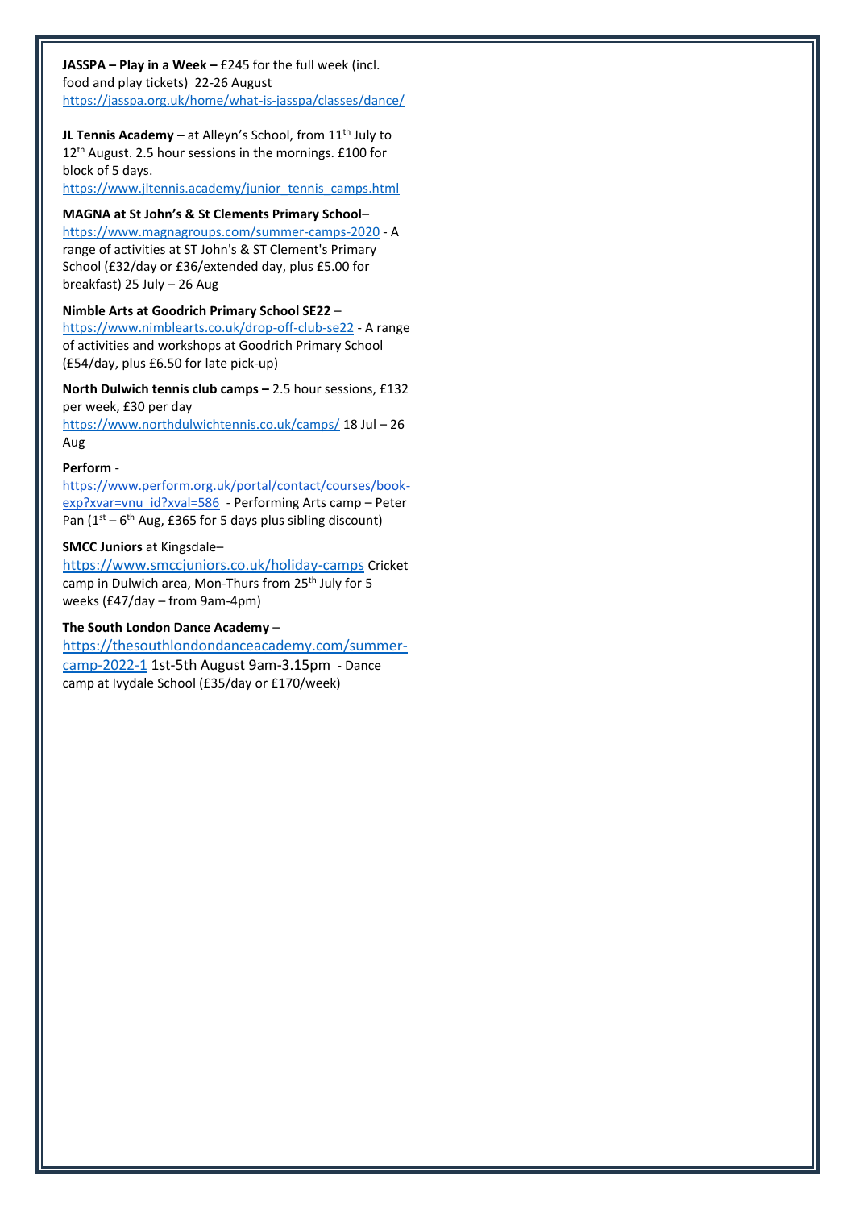**JASSPA – Play in a Week –** £245 for the full week (incl. food and play tickets) 22-26 August
https://jasspa.org.uk/home/what-is-jasspa/classes/dance/

**JL Tennis Academy –** at Alleyn's School, from 11th July to 12th August. 2.5 hour sessions in the mornings. £100 for block of 5 days.
https://www.jltennis.academy/junior_tennis_camps.html

**MAGNA at St John's & St Clements Primary School**– https://www.magnagroups.com/summer-camps-2020 - A range of activities at ST John's & ST Clement's Primary School (£32/day or £36/extended day, plus £5.00 for breakfast) 25 July – 26 Aug

**Nimble Arts at Goodrich Primary School SE22** – https://www.nimblearts.co.uk/drop-off-club-se22 - A range of activities and workshops at Goodrich Primary School (£54/day, plus £6.50 for late pick-up)

**North Dulwich tennis club camps –** 2.5 hour sessions, £132 per week, £30 per day
https://www.northdulwichtennis.co.uk/camps/ 18 Jul – 26 Aug

**Perform** - https://www.perform.org.uk/portal/contact/courses/book-exp?xvar=vnu_id?xval=586 - Performing Arts camp – Peter Pan (1st – 6th Aug, £365 for 5 days plus sibling discount)

**SMCC Juniors** at Kingsdale– https://www.smccjuniors.co.uk/holiday-camps Cricket camp in Dulwich area, Mon-Thurs from 25th July for 5 weeks (£47/day – from 9am-4pm)

**The South London Dance Academy** – https://thesouthlondondanceacademy.com/summer-camp-2022-1 1st-5th August 9am-3.15pm - Dance camp at Ivydale School (£35/day or £170/week)